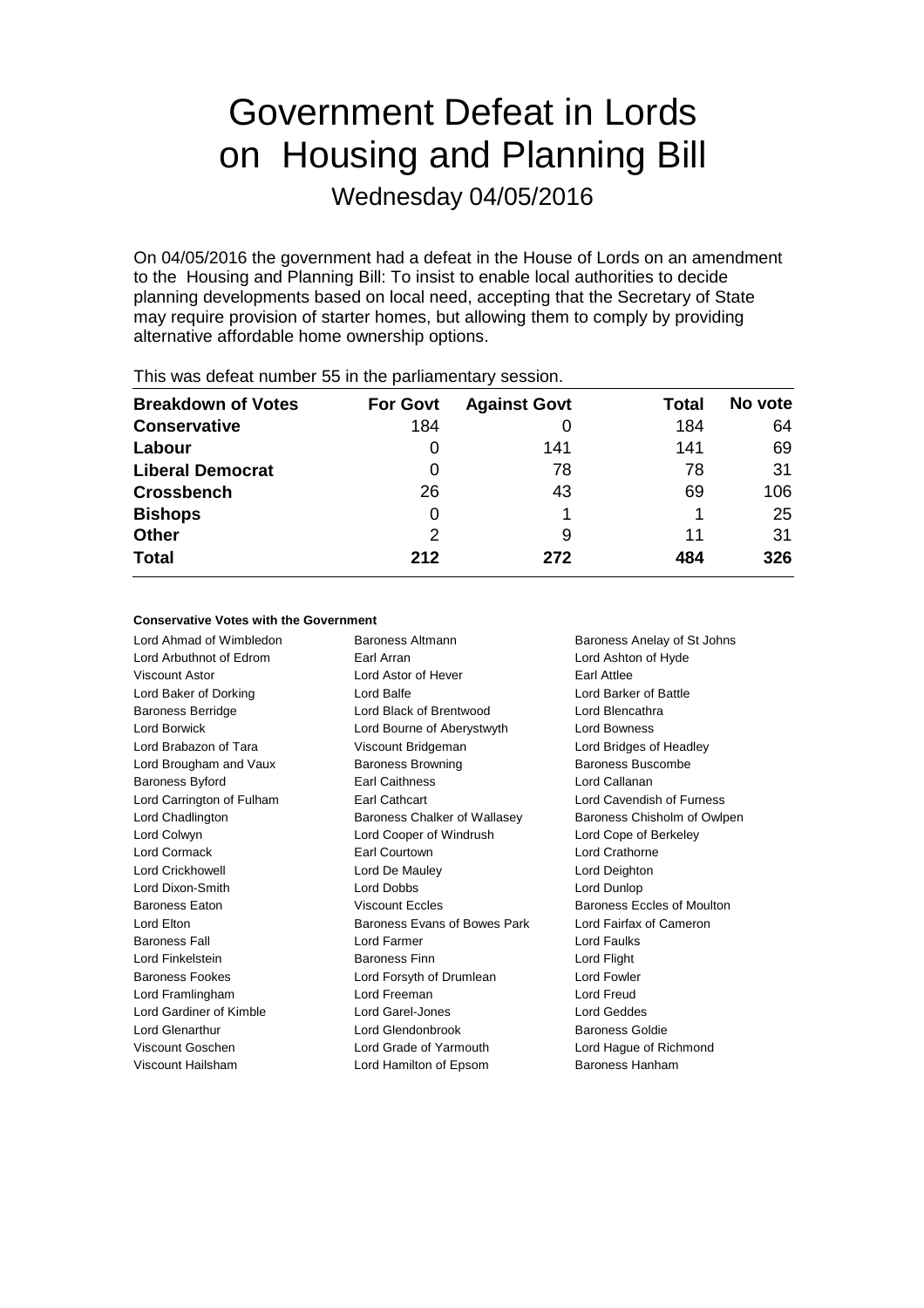# Government Defeat in Lords on Housing and Planning Bill

Wednesday 04/05/2016

On 04/05/2016 the government had a defeat in the House of Lords on an amendment to the Housing and Planning Bill: To insist to enable local authorities to decide planning developments based on local need, accepting that the Secretary of State may require provision of starter homes, but allowing them to comply by providing alternative affordable home ownership options.

This was defeat number 55 in the parliamentary session.

| Breakdown of Votes | For Govt | Against Govt | Total | No vote |
|---|---|---|---|---|
| **Conservative** | 184 | 0 | 184 | 64 |
| **Labour** | 0 | 141 | 141 | 69 |
| **Liberal Democrat** | 0 | 78 | 78 | 31 |
| **Crossbench** | 26 | 43 | 69 | 106 |
| **Bishops** | 0 | 1 | 1 | 25 |
| **Other** | 2 | 9 | 11 | 31 |
| **Total** | **212** | **272** | **484** | **326** |

### Conservative Votes with the Government

| | | |
|---|---|---|
| Lord Ahmad of Wimbledon | Baroness Altmann | Baroness Anelay of St Johns |
| Lord Arbuthnot of Edrom | Earl Arran | Lord Ashton of Hyde |
| Viscount Astor | Lord Astor of Hever | Earl Attlee |
| Lord Baker of Dorking | Lord Balfe | Lord Barker of Battle |
| Baroness Berridge | Lord Black of Brentwood | Lord Blencathra |
| Lord Borwick | Lord Bourne of Aberystwyth | Lord Bowness |
| Lord Brabazon of Tara | Viscount Bridgeman | Lord Bridges of Headley |
| Lord Brougham and Vaux | Baroness Browning | Baroness Buscombe |
| Baroness Byford | Earl Caithness | Lord Callanan |
| Lord Carrington of Fulham | Earl Cathcart | Lord Cavendish of Furness |
| Lord Chadlington | Baroness Chalker of Wallasey | Baroness Chisholm of Owlpen |
| Lord Colwyn | Lord Cooper of Windrush | Lord Cope of Berkeley |
| Lord Cormack | Earl Courtown | Lord Crathorne |
| Lord Crickhowell | Lord De Mauley | Lord Deighton |
| Lord Dixon-Smith | Lord Dobbs | Lord Dunlop |
| Baroness Eaton | Viscount Eccles | Baroness Eccles of Moulton |
| Lord Elton | Baroness Evans of Bowes Park | Lord Fairfax of Cameron |
| Baroness Fall | Lord Farmer | Lord Faulks |
| Lord Finkelstein | Baroness Finn | Lord Flight |
| Baroness Fookes | Lord Forsyth of Drumlean | Lord Fowler |
| Lord Framlingham | Lord Freeman | Lord Freud |
| Lord Gardiner of Kimble | Lord Garel-Jones | Lord Geddes |
| Lord Glenarthur | Lord Glendonbrook | Baroness Goldie |
| Viscount Goschen | Lord Grade of Yarmouth | Lord Hague of Richmond |
| Viscount Hailsham | Lord Hamilton of Epsom | Baroness Hanham |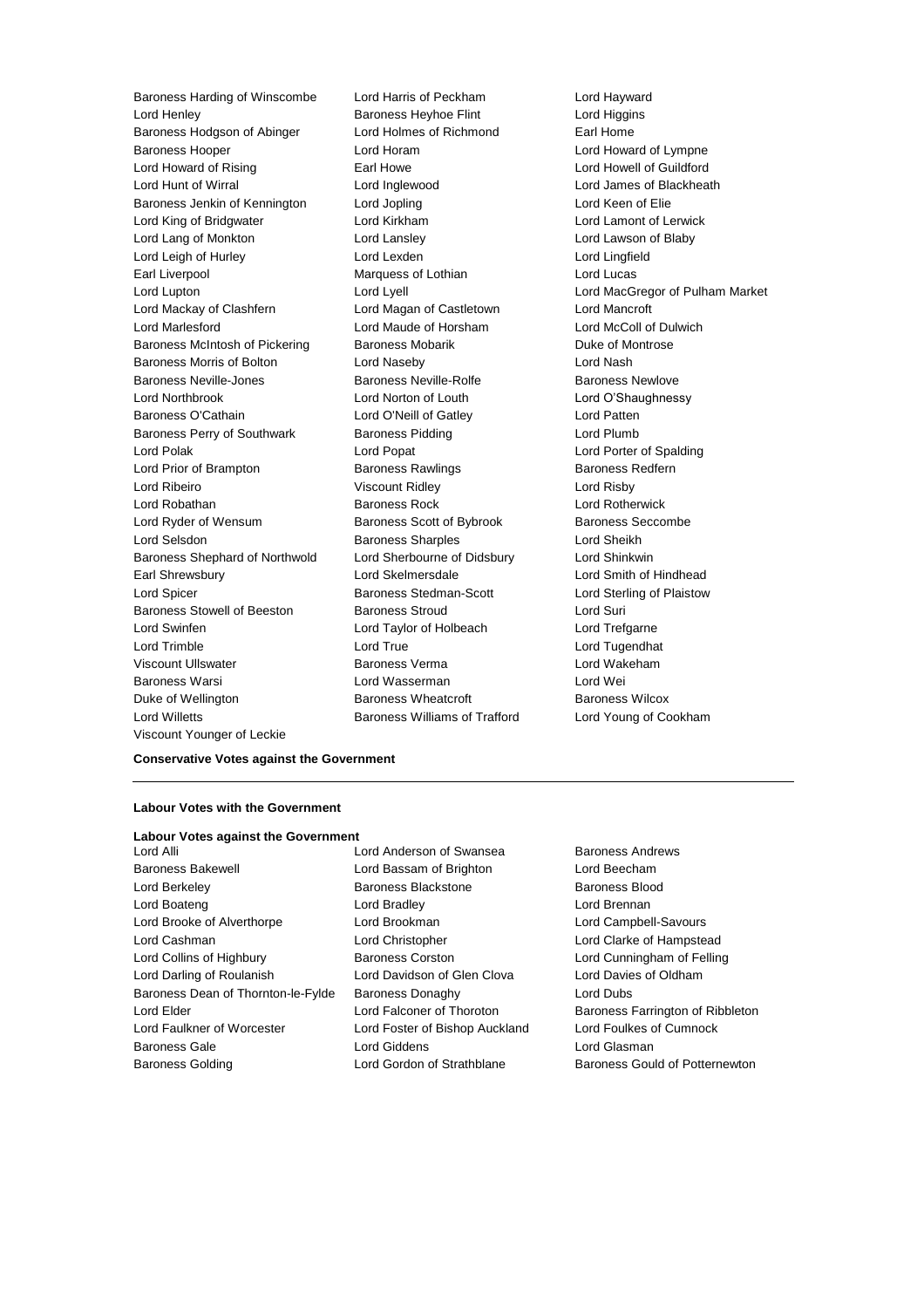Baroness Harding of Winscombe
Lord Harris of Peckham
Lord Hayward
Lord Henley
Baroness Heyhoe Flint
Lord Higgins
Baroness Hodgson of Abinger
Lord Holmes of Richmond
Earl Home
Baroness Hooper
Lord Horam
Lord Howard of Lympne
Lord Howard of Rising
Earl Howe
Lord Howell of Guildford
Lord Hunt of Wirral
Lord Inglewood
Lord James of Blackheath
Baroness Jenkin of Kennington
Lord Jopling
Lord Keen of Elie
Lord King of Bridgwater
Lord Kirkham
Lord Lamont of Lerwick
Lord Lang of Monkton
Lord Lansley
Lord Lawson of Blaby
Lord Leigh of Hurley
Lord Lexden
Lord Lingfield
Earl Liverpool
Marquess of Lothian
Lord Lucas
Lord Lupton
Lord Lyell
Lord MacGregor of Pulham Market
Lord Mackay of Clashfern
Lord Magan of Castletown
Lord Mancroft
Lord Marlesford
Lord Maude of Horsham
Lord McColl of Dulwich
Baroness McIntosh of Pickering
Baroness Mobarik
Duke of Montrose
Baroness Morris of Bolton
Lord Naseby
Lord Nash
Baroness Neville-Jones
Baroness Neville-Rolfe
Baroness Newlove
Lord Northbrook
Lord Norton of Louth
Lord O'Shaughnessy
Baroness O'Cathain
Lord O'Neill of Gatley
Lord Patten
Baroness Perry of Southwark
Baroness Pidding
Lord Plumb
Lord Polak
Lord Popat
Lord Porter of Spalding
Lord Prior of Brampton
Baroness Rawlings
Baroness Redfern
Lord Ribeiro
Viscount Ridley
Lord Risby
Lord Robathan
Baroness Rock
Lord Rotherwick
Lord Ryder of Wensum
Baroness Scott of Bybrook
Baroness Seccombe
Lord Selsdon
Baroness Sharples
Lord Sheikh
Baroness Shephard of Northwold
Lord Sherbourne of Didsbury
Lord Shinkwin
Earl Shrewsbury
Lord Skelmersdale
Lord Smith of Hindhead
Lord Spicer
Baroness Stedman-Scott
Lord Sterling of Plaistow
Baroness Stowell of Beeston
Baroness Stroud
Lord Suri
Lord Swinfen
Lord Taylor of Holbeach
Lord Trefgarne
Lord Trimble
Lord True
Lord Tugendhat
Viscount Ullswater
Baroness Verma
Lord Wakeham
Baroness Warsi
Lord Wasserman
Lord Wei
Duke of Wellington
Baroness Wheatcroft
Baroness Wilcox
Lord Willetts
Baroness Williams of Trafford
Lord Young of Cookham
Viscount Younger of Leckie

**Conservative Votes against the Government**

---

**Labour Votes with the Government**

**Labour Votes against the Government**

Lord Alli
Lord Anderson of Swansea
Baroness Andrews
Baroness Bakewell
Lord Bassam of Brighton
Lord Beecham
Lord Berkeley
Baroness Blackstone
Baroness Blood
Lord Boateng
Lord Bradley
Lord Brennan
Lord Brooke of Alverthorpe
Lord Brookman
Lord Campbell-Savours
Lord Cashman
Lord Christopher
Lord Clarke of Hampstead
Lord Collins of Highbury
Baroness Corston
Lord Cunningham of Felling
Lord Darling of Roulanish
Lord Davidson of Glen Clova
Lord Davies of Oldham
Baroness Dean of Thornton-le-Fylde
Baroness Donaghy
Lord Dubs
Lord Elder
Lord Falconer of Thoroton
Baroness Farrington of Ribbleton
Lord Faulkner of Worcester
Lord Foster of Bishop Auckland
Lord Foulkes of Cumnock
Baroness Gale
Lord Giddens
Lord Glasman
Baroness Golding
Lord Gordon of Strathblane
Baroness Gould of Potternewton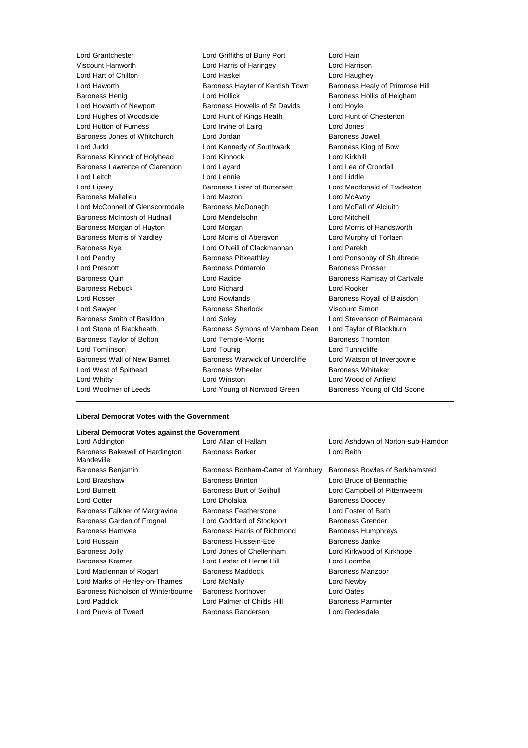Lord Grantchester, Lord Griffiths of Burry Port, Lord Hain, Viscount Hanworth, Lord Harris of Haringey, Lord Harrison, Lord Hart of Chilton, Lord Haskel, Lord Haughey, Lord Haworth, Baroness Hayter of Kentish Town, Baroness Healy of Primrose Hill, Baroness Henig, Lord Hollick, Baroness Hollis of Heigham, Lord Howarth of Newport, Baroness Howells of St Davids, Lord Hoyle, Lord Hughes of Woodside, Lord Hunt of Kings Heath, Lord Hunt of Chesterton, Lord Hutton of Furness, Lord Irvine of Lairg, Lord Jones, Baroness Jones of Whitchurch, Lord Jordan, Baroness Jowell, Lord Judd, Lord Kennedy of Southwark, Baroness King of Bow, Baroness Kinnock of Holyhead, Lord Kinnock, Lord Kirkhill, Baroness Lawrence of Clarendon, Lord Layard, Lord Lea of Crondall, Lord Leitch, Lord Lennie, Lord Liddle, Lord Lipsey, Baroness Lister of Burtersett, Lord Macdonald of Tradeston, Baroness Mallalieu, Lord Maxton, Lord McAvoy, Lord McConnell of Glenscorrodale, Baroness McDonagh, Lord McFall of Alcluith, Baroness McIntosh of Hudnall, Lord Mendelsohn, Lord Mitchell, Baroness Morgan of Huyton, Lord Morgan, Lord Morris of Handsworth, Baroness Morris of Yardley, Lord Morris of Aberavon, Lord Murphy of Torfaen, Baroness Nye, Lord O'Neill of Clackmannan, Lord Parekh, Lord Pendry, Baroness Pitkeathley, Lord Ponsonby of Shulbrede, Lord Prescott, Baroness Primarolo, Baroness Prosser, Baroness Quin, Lord Radice, Baroness Ramsay of Cartvale, Baroness Rebuck, Lord Richard, Lord Rooker, Lord Rosser, Lord Rowlands, Baroness Royall of Blaisdon, Lord Sawyer, Baroness Sherlock, Viscount Simon, Baroness Smith of Basildon, Lord Soley, Lord Stevenson of Balmacara, Lord Stone of Blackheath, Baroness Symons of Vernham Dean, Lord Taylor of Blackburn, Baroness Taylor of Bolton, Lord Temple-Morris, Baroness Thornton, Lord Tomlinson, Lord Touhig, Lord Tunnicliffe, Baroness Wall of New Barnet, Baroness Warwick of Undercliffe, Lord Watson of Invergowrie, Lord West of Spithead, Baroness Wheeler, Baroness Whitaker, Lord Whitty, Lord Winston, Lord Wood of Anfield, Lord Woolmer of Leeds, Lord Young of Norwood Green, Baroness Young of Old Scone

---

**Liberal Democrat Votes with the Government**

**Liberal Democrat Votes against the Government**

Lord Addington, Lord Allan of Hallam, Lord Ashdown of Norton-sub-Hamdon, Baroness Bakewell of Hardington Mandeville, Baroness Barker, Lord Beith, Baroness Benjamin, Baroness Bonham-Carter of Yarnbury, Baroness Bowles of Berkhamsted, Lord Bradshaw, Baroness Brinton, Lord Bruce of Bennachie, Lord Burnett, Baroness Burt of Solihull, Lord Campbell of Pittenweem, Lord Cotter, Lord Dholakia, Baroness Doocey, Baroness Falkner of Margravine, Baroness Featherstone, Lord Foster of Bath, Baroness Garden of Frognal, Lord Goddard of Stockport, Baroness Grender, Baroness Hamwee, Baroness Harris of Richmond, Baroness Humphreys, Lord Hussain, Baroness Hussein-Ece, Baroness Janke, Baroness Jolly, Lord Jones of Cheltenham, Lord Kirkwood of Kirkhope, Baroness Kramer, Lord Lester of Herne Hill, Lord Loomba, Lord Maclennan of Rogart, Baroness Maddock, Baroness Manzoor, Lord Marks of Henley-on-Thames, Lord McNally, Lord Newby, Baroness Nicholson of Winterbourne, Baroness Northover, Lord Oates, Lord Paddick, Lord Palmer of Childs Hill, Baroness Parminter, Lord Purvis of Tweed, Baroness Randerson, Lord Redesdale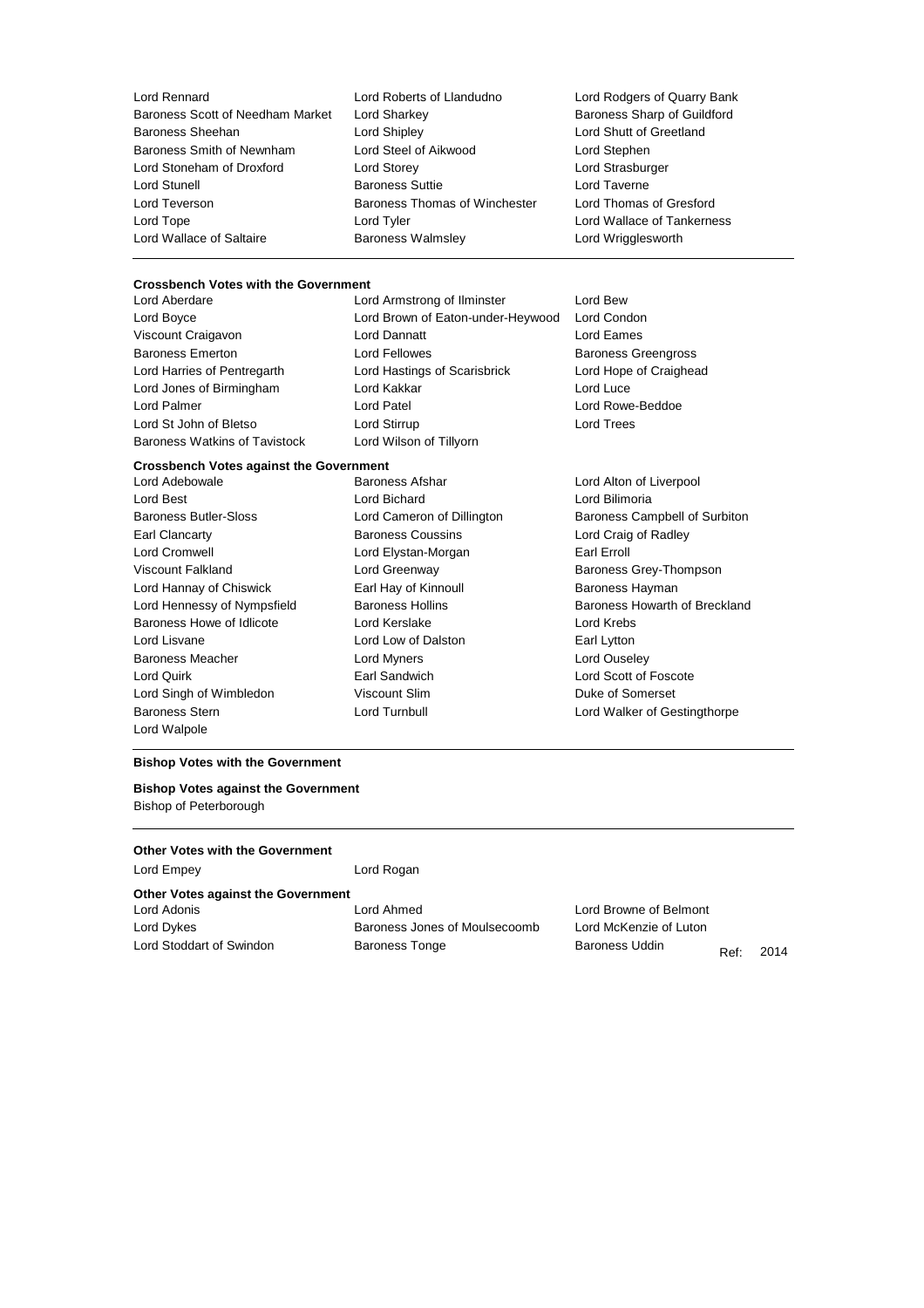Lord Rennard
Lord Roberts of Llandudno
Lord Rodgers of Quarry Bank
Baroness Scott of Needham Market
Lord Sharkey
Baroness Sharp of Guildford
Baroness Sheehan
Lord Shipley
Lord Shutt of Greetland
Baroness Smith of Newnham
Lord Steel of Aikwood
Lord Stephen
Lord Stoneham of Droxford
Lord Storey
Lord Strasburger
Lord Stunell
Baroness Suttie
Lord Taverne
Lord Teverson
Baroness Thomas of Winchester
Lord Thomas of Gresford
Lord Tope
Lord Tyler
Lord Wallace of Tankerness
Lord Wallace of Saltaire
Baroness Walmsley
Lord Wrigglesworth

---

**Crossbench Votes with the Government**

Lord Aberdare
Lord Armstrong of Ilminster
Lord Bew
Lord Boyce
Lord Brown of Eaton-under-Heywood
Lord Condon
Viscount Craigavon
Lord Dannatt
Lord Eames
Baroness Emerton
Lord Fellowes
Baroness Greengross
Lord Harries of Pentregarth
Lord Hastings of Scarisbrick
Lord Hope of Craighead
Lord Jones of Birmingham
Lord Kakkar
Lord Luce
Lord Palmer
Lord Patel
Lord Rowe-Beddoe
Lord St John of Bletso
Lord Stirrup
Lord Trees
Baroness Watkins of Tavistock
Lord Wilson of Tillyorn

**Crossbench Votes against the Government**

Lord Adebowale
Baroness Afshar
Lord Alton of Liverpool
Lord Best
Lord Bichard
Lord Bilimoria
Baroness Butler-Sloss
Lord Cameron of Dillington
Baroness Campbell of Surbiton
Earl Clancarty
Baroness Coussins
Lord Craig of Radley
Lord Cromwell
Lord Elystan-Morgan
Earl Erroll
Viscount Falkland
Lord Greenway
Baroness Grey-Thompson
Lord Hannay of Chiswick
Earl Hay of Kinnoull
Baroness Hayman
Lord Hennessy of Nympsfield
Baroness Hollins
Baroness Howarth of Breckland
Baroness Howe of Idlicote
Lord Kerslake
Lord Krebs
Lord Lisvane
Lord Low of Dalston
Earl Lytton
Baroness Meacher
Lord Myners
Lord Ouseley
Lord Quirk
Earl Sandwich
Lord Scott of Foscote
Lord Singh of Wimbledon
Viscount Slim
Duke of Somerset
Baroness Stern
Lord Turnbull
Lord Walker of Gestingthorpe
Lord Walpole

---

**Bishop Votes with the Government**

**Bishop Votes against the Government**

Bishop of Peterborough

---

**Other Votes with the Government**

Lord Empey
Lord Rogan

**Other Votes against the Government**

Lord Adonis
Lord Ahmed
Lord Browne of Belmont
Lord Dykes
Baroness Jones of Moulsecoomb
Lord McKenzie of Luton
Lord Stoddart of Swindon
Baroness Tonge
Baroness Uddin

Ref: 2014